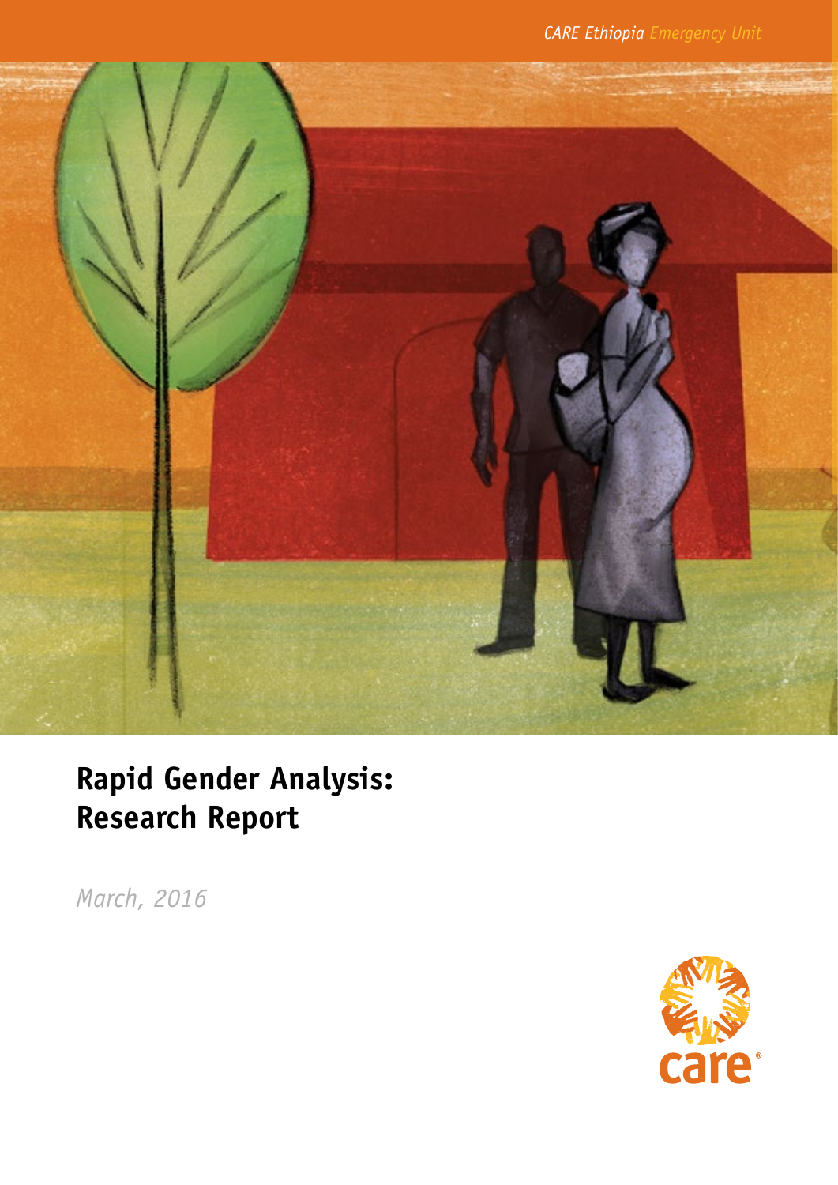*CARE Ethiopia Emergency Unit*

# Rapid Gender Analysis: Research Report

*March, 2016*

care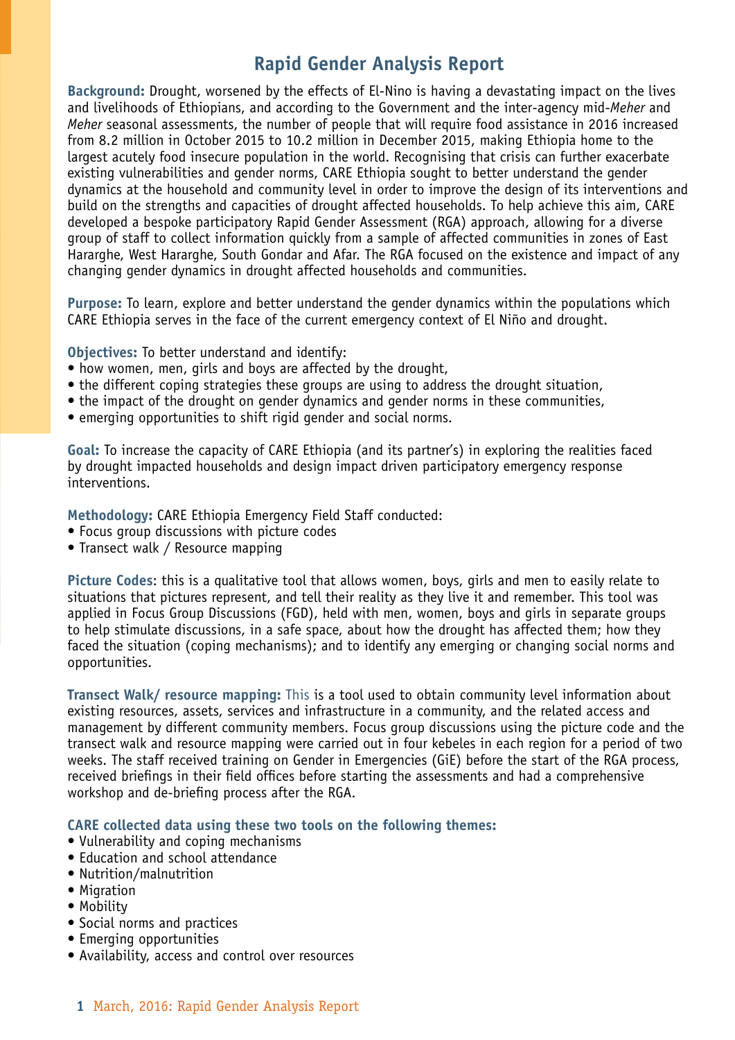# Rapid Gender Analysis Report

**Background:** Drought, worsened by the effects of El-Nino is having a devastating impact on the lives and livelihoods of Ethiopians, and according to the Government and the inter-agency mid-*Meher* and *Meher* seasonal assessments, the number of people that will require food assistance in 2016 increased from 8.2 million in October 2015 to 10.2 million in December 2015, making Ethiopia home to the largest acutely food insecure population in the world. Recognising that crisis can further exacerbate existing vulnerabilities and gender norms, CARE Ethiopia sought to better understand the gender dynamics at the household and community level in order to improve the design of its interventions and build on the strengths and capacities of drought affected households. To help achieve this aim, CARE developed a bespoke participatory Rapid Gender Assessment (RGA) approach, allowing for a diverse group of staff to collect information quickly from a sample of affected communities in zones of East Hararghe, West Hararghe, South Gondar and Afar. The RGA focused on the existence and impact of any changing gender dynamics in drought affected households and communities.

**Purpose:** To learn, explore and better understand the gender dynamics within the populations which CARE Ethiopia serves in the face of the current emergency context of El Niño and drought.

**Objectives:** To better understand and identify:

- how women, men, girls and boys are affected by the drought,
- the different coping strategies these groups are using to address the drought situation,
- the impact of the drought on gender dynamics and gender norms in these communities,
- emerging opportunities to shift rigid gender and social norms.

**Goal:** To increase the capacity of CARE Ethiopia (and its partner's) in exploring the realities faced by drought impacted households and design impact driven participatory emergency response interventions.

**Methodology:** CARE Ethiopia Emergency Field Staff conducted:

- Focus group discussions with picture codes
- Transect walk / Resource mapping

**Picture Codes**: this is a qualitative tool that allows women, boys, girls and men to easily relate to situations that pictures represent, and tell their reality as they live it and remember. This tool was applied in Focus Group Discussions (FGD), held with men, women, boys and girls in separate groups to help stimulate discussions, in a safe space, about how the drought has affected them; how they faced the situation (coping mechanisms); and to identify any emerging or changing social norms and opportunities.

**Transect Walk/ resource mapping:** This is a tool used to obtain community level information about existing resources, assets, services and infrastructure in a community, and the related access and management by different community members. Focus group discussions using the picture code and the transect walk and resource mapping were carried out in four kebeles in each region for a period of two weeks. The staff received training on Gender in Emergencies (GiE) before the start of the RGA process, received briefings in their field offices before starting the assessments and had a comprehensive workshop and de-briefing process after the RGA.

**CARE collected data using these two tools on the following themes:**

- Vulnerability and coping mechanisms
- Education and school attendance
- Nutrition/malnutrition
- Migration
- Mobility
- Social norms and practices
- Emerging opportunities
- Availability, access and control over resources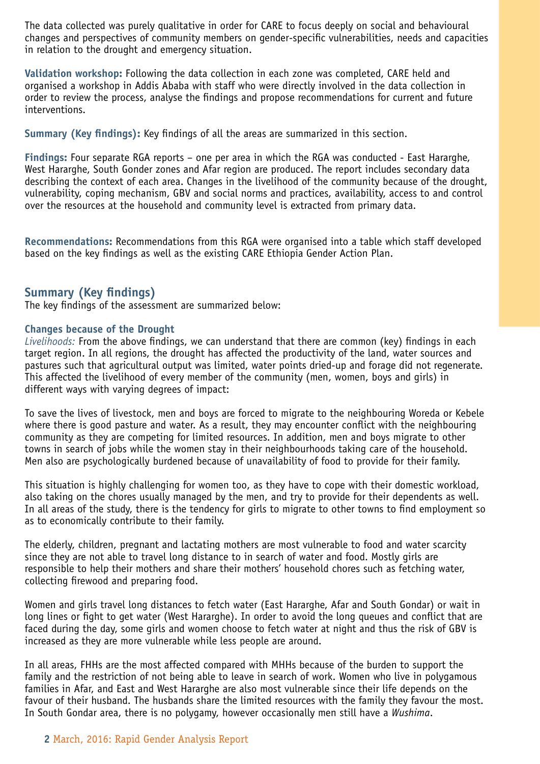The data collected was purely qualitative in order for CARE to focus deeply on social and behavioural changes and perspectives of community members on gender-specific vulnerabilities, needs and capacities in relation to the drought and emergency situation.

**Validation workshop:** Following the data collection in each zone was completed, CARE held and organised a workshop in Addis Ababa with staff who were directly involved in the data collection in order to review the process, analyse the findings and propose recommendations for current and future interventions.

**Summary (Key findings):** Key findings of all the areas are summarized in this section.

**Findings:** Four separate RGA reports – one per area in which the RGA was conducted - East Hararghe, West Hararghe, South Gonder zones and Afar region are produced. The report includes secondary data describing the context of each area. Changes in the livelihood of the community because of the drought, vulnerability, coping mechanism, GBV and social norms and practices, availability, access to and control over the resources at the household and community level is extracted from primary data.

**Recommendations:** Recommendations from this RGA were organised into a table which staff developed based on the key findings as well as the existing CARE Ethiopia Gender Action Plan.

## Summary (Key findings)

The key findings of the assessment are summarized below:

### Changes because of the Drought

*Livelihoods:* From the above findings, we can understand that there are common (key) findings in each target region. In all regions, the drought has affected the productivity of the land, water sources and pastures such that agricultural output was limited, water points dried-up and forage did not regenerate. This affected the livelihood of every member of the community (men, women, boys and girls) in different ways with varying degrees of impact:

To save the lives of livestock, men and boys are forced to migrate to the neighbouring Woreda or Kebele where there is good pasture and water. As a result, they may encounter conflict with the neighbouring community as they are competing for limited resources. In addition, men and boys migrate to other towns in search of jobs while the women stay in their neighbourhoods taking care of the household. Men also are psychologically burdened because of unavailability of food to provide for their family.

This situation is highly challenging for women too, as they have to cope with their domestic workload, also taking on the chores usually managed by the men, and try to provide for their dependents as well. In all areas of the study, there is the tendency for girls to migrate to other towns to find employment so as to economically contribute to their family.

The elderly, children, pregnant and lactating mothers are most vulnerable to food and water scarcity since they are not able to travel long distance to in search of water and food. Mostly girls are responsible to help their mothers and share their mothers' household chores such as fetching water, collecting firewood and preparing food.

Women and girls travel long distances to fetch water (East Hararghe, Afar and South Gondar) or wait in long lines or fight to get water (West Hararghe). In order to avoid the long queues and conflict that are faced during the day, some girls and women choose to fetch water at night and thus the risk of GBV is increased as they are more vulnerable while less people are around.

In all areas, FHHs are the most affected compared with MHHs because of the burden to support the family and the restriction of not being able to leave in search of work. Women who live in polygamous families in Afar, and East and West Hararghe are also most vulnerable since their life depends on the favour of their husband. The husbands share the limited resources with the family they favour the most. In South Gondar area, there is no polygamy, however occasionally men still have a *Wushima*.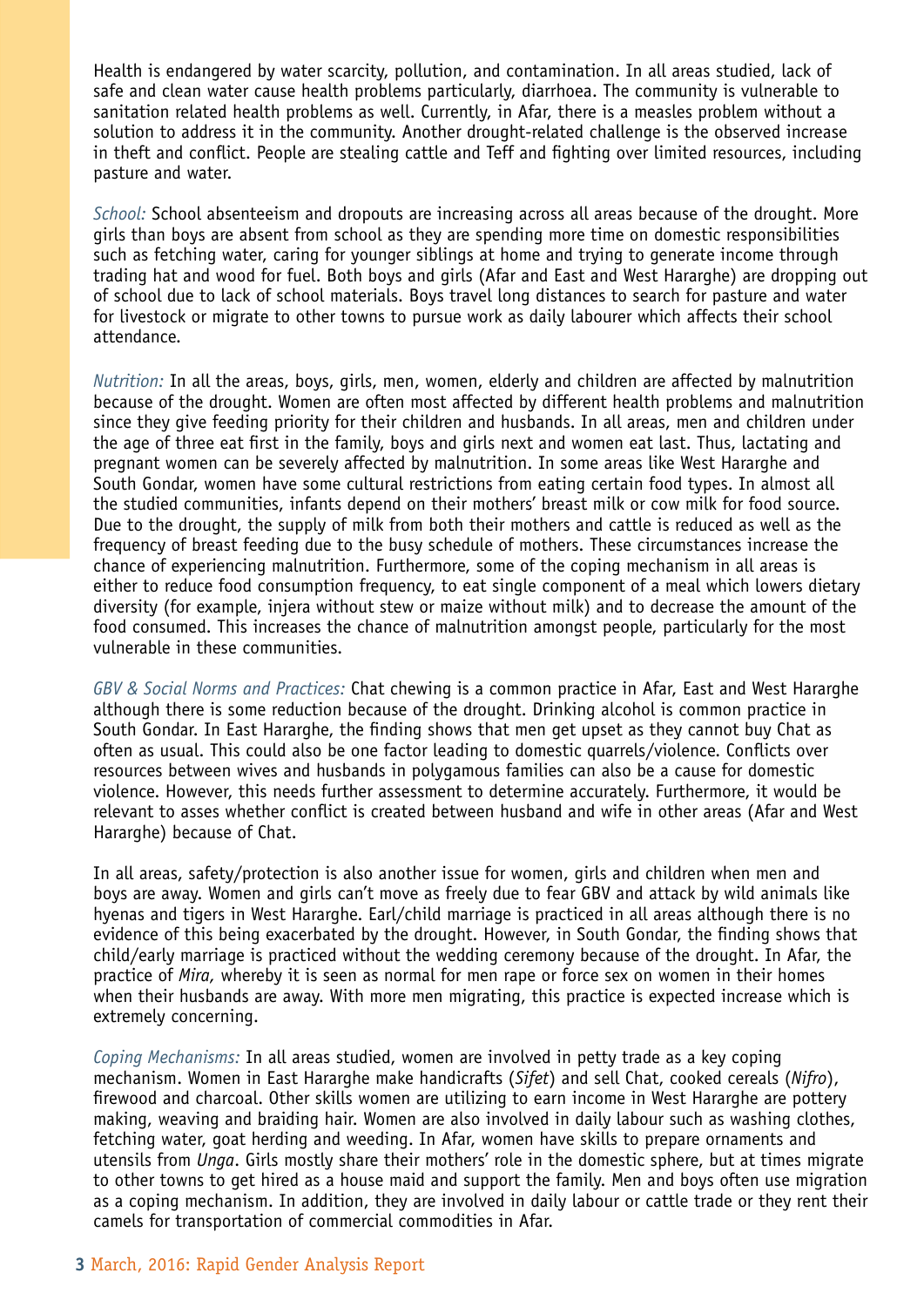Health is endangered by water scarcity, pollution, and contamination. In all areas studied, lack of safe and clean water cause health problems particularly, diarrhoea. The community is vulnerable to sanitation related health problems as well. Currently, in Afar, there is a measles problem without a solution to address it in the community. Another drought-related challenge is the observed increase in theft and conflict. People are stealing cattle and Teff and fighting over limited resources, including pasture and water.

*School:* School absenteeism and dropouts are increasing across all areas because of the drought. More girls than boys are absent from school as they are spending more time on domestic responsibilities such as fetching water, caring for younger siblings at home and trying to generate income through trading hat and wood for fuel. Both boys and girls (Afar and East and West Hararghe) are dropping out of school due to lack of school materials. Boys travel long distances to search for pasture and water for livestock or migrate to other towns to pursue work as daily labourer which affects their school attendance.

*Nutrition:* In all the areas, boys, girls, men, women, elderly and children are affected by malnutrition because of the drought. Women are often most affected by different health problems and malnutrition since they give feeding priority for their children and husbands. In all areas, men and children under the age of three eat first in the family, boys and girls next and women eat last. Thus, lactating and pregnant women can be severely affected by malnutrition. In some areas like West Hararghe and South Gondar, women have some cultural restrictions from eating certain food types. In almost all the studied communities, infants depend on their mothers' breast milk or cow milk for food source. Due to the drought, the supply of milk from both their mothers and cattle is reduced as well as the frequency of breast feeding due to the busy schedule of mothers. These circumstances increase the chance of experiencing malnutrition. Furthermore, some of the coping mechanism in all areas is either to reduce food consumption frequency, to eat single component of a meal which lowers dietary diversity (for example, injera without stew or maize without milk) and to decrease the amount of the food consumed. This increases the chance of malnutrition amongst people, particularly for the most vulnerable in these communities.

*GBV & Social Norms and Practices:* Chat chewing is a common practice in Afar, East and West Hararghe although there is some reduction because of the drought. Drinking alcohol is common practice in South Gondar. In East Hararghe, the finding shows that men get upset as they cannot buy Chat as often as usual. This could also be one factor leading to domestic quarrels/violence. Conflicts over resources between wives and husbands in polygamous families can also be a cause for domestic violence. However, this needs further assessment to determine accurately. Furthermore, it would be relevant to asses whether conflict is created between husband and wife in other areas (Afar and West Hararghe) because of Chat.

In all areas, safety/protection is also another issue for women, girls and children when men and boys are away. Women and girls can't move as freely due to fear GBV and attack by wild animals like hyenas and tigers in West Hararghe. Earl/child marriage is practiced in all areas although there is no evidence of this being exacerbated by the drought. However, in South Gondar, the finding shows that child/early marriage is practiced without the wedding ceremony because of the drought. In Afar, the practice of *Mira,* whereby it is seen as normal for men rape or force sex on women in their homes when their husbands are away. With more men migrating, this practice is expected increase which is extremely concerning.

*Coping Mechanisms:* In all areas studied, women are involved in petty trade as a key coping mechanism. Women in East Hararghe make handicrafts (*Sifet*) and sell Chat, cooked cereals (*Nifro*), firewood and charcoal. Other skills women are utilizing to earn income in West Hararghe are pottery making, weaving and braiding hair. Women are also involved in daily labour such as washing clothes, fetching water, goat herding and weeding. In Afar, women have skills to prepare ornaments and utensils from *Unga*. Girls mostly share their mothers' role in the domestic sphere, but at times migrate to other towns to get hired as a house maid and support the family. Men and boys often use migration as a coping mechanism. In addition, they are involved in daily labour or cattle trade or they rent their camels for transportation of commercial commodities in Afar.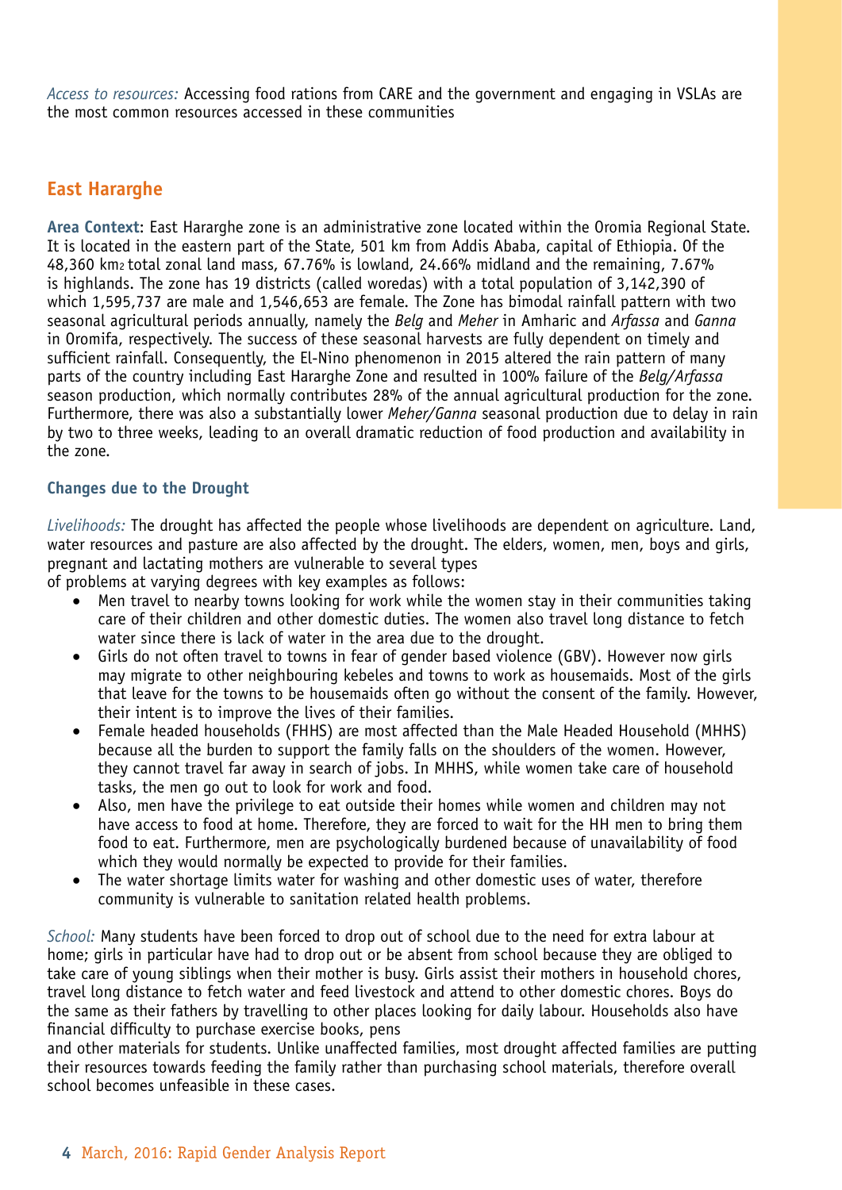*Access to resources:* Accessing food rations from CARE and the government and engaging in VSLAs are the most common resources accessed in these communities

## East Hararghe

**Area Context**: East Hararghe zone is an administrative zone located within the Oromia Regional State. It is located in the eastern part of the State, 501 km from Addis Ababa, capital of Ethiopia. Of the 48,360 $km^2$ total zonal land mass, 67.76% is lowland, 24.66% midland and the remaining, 7.67% is highlands. The zone has 19 districts (called woredas) with a total population of 3,142,390 of which 1,595,737 are male and 1,546,653 are female. The Zone has bimodal rainfall pattern with two seasonal agricultural periods annually, namely the *Belg* and *Meher* in Amharic and *Arfassa* and *Ganna* in Oromifa, respectively. The success of these seasonal harvests are fully dependent on timely and sufficient rainfall. Consequently, the El-Nino phenomenon in 2015 altered the rain pattern of many parts of the country including East Hararghe Zone and resulted in 100% failure of the *Belg/Arfassa* season production, which normally contributes 28% of the annual agricultural production for the zone. Furthermore, there was also a substantially lower *Meher/Ganna* seasonal production due to delay in rain by two to three weeks, leading to an overall dramatic reduction of food production and availability in the zone.

### Changes due to the Drought

*Livelihoods:* The drought has affected the people whose livelihoods are dependent on agriculture. Land, water resources and pasture are also affected by the drought. The elders, women, men, boys and girls, pregnant and lactating mothers are vulnerable to several types of problems at varying degrees with key examples as follows:

- Men travel to nearby towns looking for work while the women stay in their communities taking care of their children and other domestic duties. The women also travel long distance to fetch water since there is lack of water in the area due to the drought.
- Girls do not often travel to towns in fear of gender based violence (GBV). However now girls may migrate to other neighbouring kebeles and towns to work as housemaids. Most of the girls that leave for the towns to be housemaids often go without the consent of the family. However, their intent is to improve the lives of their families.
- Female headed households (FHHS) are most affected than the Male Headed Household (MHHS) because all the burden to support the family falls on the shoulders of the women. However, they cannot travel far away in search of jobs. In MHHS, while women take care of household tasks, the men go out to look for work and food.
- Also, men have the privilege to eat outside their homes while women and children may not have access to food at home. Therefore, they are forced to wait for the HH men to bring them food to eat. Furthermore, men are psychologically burdened because of unavailability of food which they would normally be expected to provide for their families.
- The water shortage limits water for washing and other domestic uses of water, therefore community is vulnerable to sanitation related health problems.

*School:* Many students have been forced to drop out of school due to the need for extra labour at home; girls in particular have had to drop out or be absent from school because they are obliged to take care of young siblings when their mother is busy. Girls assist their mothers in household chores, travel long distance to fetch water and feed livestock and attend to other domestic chores. Boys do the same as their fathers by travelling to other places looking for daily labour. Households also have financial difficulty to purchase exercise books, pens and other materials for students. Unlike unaffected families, most drought affected families are putting their resources towards feeding the family rather than purchasing school materials, therefore overall school becomes unfeasible in these cases.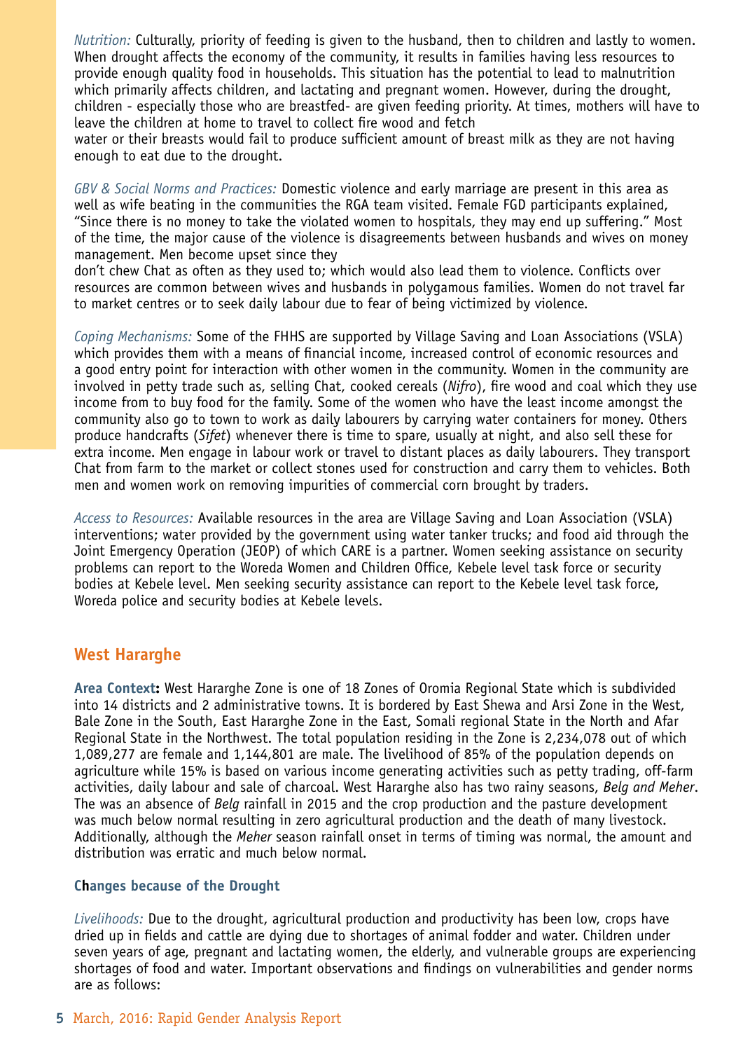*Nutrition:* Culturally, priority of feeding is given to the husband, then to children and lastly to women. When drought affects the economy of the community, it results in families having less resources to provide enough quality food in households. This situation has the potential to lead to malnutrition which primarily affects children, and lactating and pregnant women. However, during the drought, children - especially those who are breastfed- are given feeding priority. At times, mothers will have to leave the children at home to travel to collect fire wood and fetch water or their breasts would fail to produce sufficient amount of breast milk as they are not having enough to eat due to the drought.

*GBV & Social Norms and Practices:* Domestic violence and early marriage are present in this area as well as wife beating in the communities the RGA team visited. Female FGD participants explained, "Since there is no money to take the violated women to hospitals, they may end up suffering." Most of the time, the major cause of the violence is disagreements between husbands and wives on money management. Men become upset since they don't chew Chat as often as they used to; which would also lead them to violence. Conflicts over resources are common between wives and husbands in polygamous families. Women do not travel far to market centres or to seek daily labour due to fear of being victimized by violence.

*Coping Mechanisms:* Some of the FHHS are supported by Village Saving and Loan Associations (VSLA) which provides them with a means of financial income, increased control of economic resources and a good entry point for interaction with other women in the community. Women in the community are involved in petty trade such as, selling Chat, cooked cereals (*Nifro*), fire wood and coal which they use income from to buy food for the family. Some of the women who have the least income amongst the community also go to town to work as daily labourers by carrying water containers for money. Others produce handcrafts (*Sifet*) whenever there is time to spare, usually at night, and also sell these for extra income. Men engage in labour work or travel to distant places as daily labourers. They transport Chat from farm to the market or collect stones used for construction and carry them to vehicles. Both men and women work on removing impurities of commercial corn brought by traders.

*Access to Resources:* Available resources in the area are Village Saving and Loan Association (VSLA) interventions; water provided by the government using water tanker trucks; and food aid through the Joint Emergency Operation (JEOP) of which CARE is a partner. Women seeking assistance on security problems can report to the Woreda Women and Children Office, Kebele level task force or security bodies at Kebele level. Men seeking security assistance can report to the Kebele level task force, Woreda police and security bodies at Kebele levels.

## West Hararghe

**Area Context:** West Hararghe Zone is one of 18 Zones of Oromia Regional State which is subdivided into 14 districts and 2 administrative towns. It is bordered by East Shewa and Arsi Zone in the West, Bale Zone in the South, East Hararghe Zone in the East, Somali regional State in the North and Afar Regional State in the Northwest. The total population residing in the Zone is 2,234,078 out of which 1,089,277 are female and 1,144,801 are male. The livelihood of 85% of the population depends on agriculture while 15% is based on various income generating activities such as petty trading, off-farm activities, daily labour and sale of charcoal. West Hararghe also has two rainy seasons, *Belg and Meher*. The was an absence of *Belg* rainfall in 2015 and the crop production and the pasture development was much below normal resulting in zero agricultural production and the death of many livestock. Additionally, although the *Meher* season rainfall onset in terms of timing was normal, the amount and distribution was erratic and much below normal.

### Changes because of the Drought

*Livelihoods:* Due to the drought, agricultural production and productivity has been low, crops have dried up in fields and cattle are dying due to shortages of animal fodder and water. Children under seven years of age, pregnant and lactating women, the elderly, and vulnerable groups are experiencing shortages of food and water. Important observations and findings on vulnerabilities and gender norms are as follows: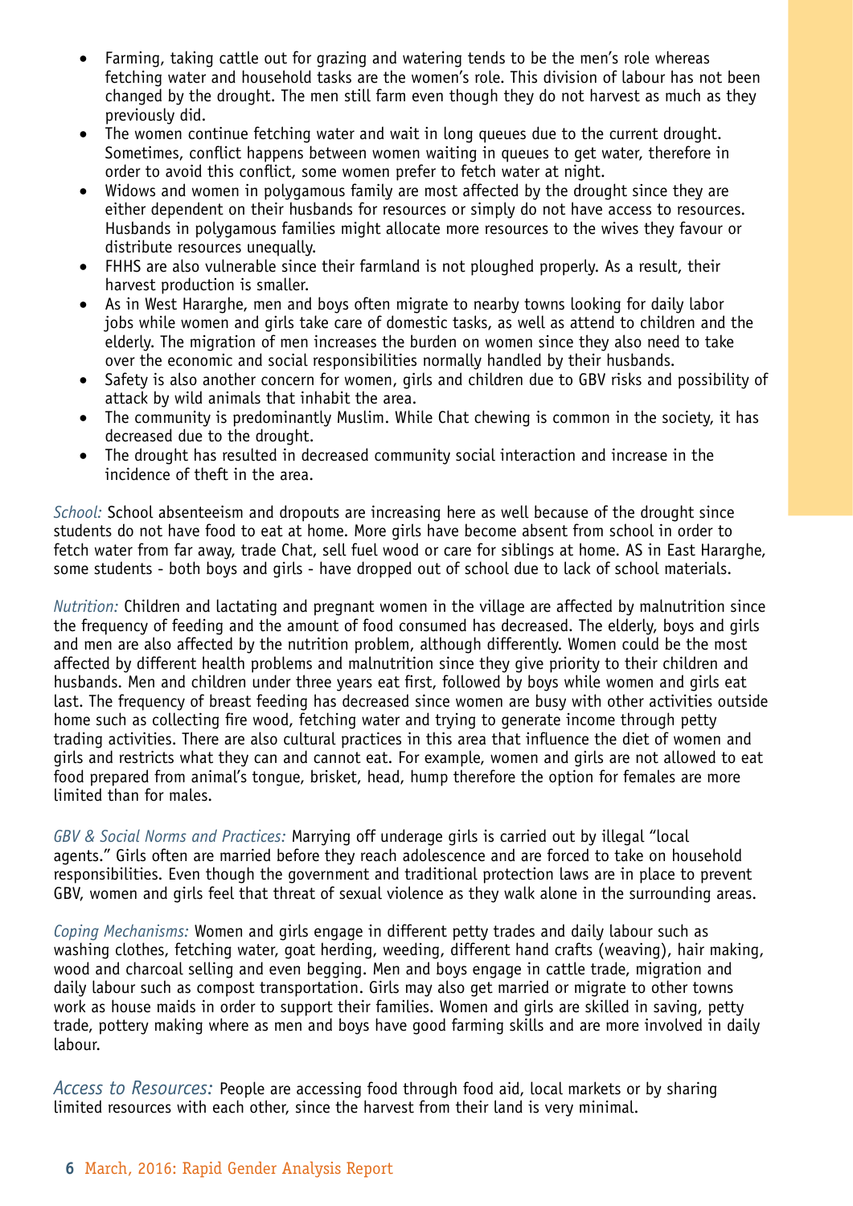- Farming, taking cattle out for grazing and watering tends to be the men's role whereas fetching water and household tasks are the women's role. This division of labour has not been changed by the drought. The men still farm even though they do not harvest as much as they previously did.
- The women continue fetching water and wait in long queues due to the current drought. Sometimes, conflict happens between women waiting in queues to get water, therefore in order to avoid this conflict, some women prefer to fetch water at night.
- Widows and women in polygamous family are most affected by the drought since they are either dependent on their husbands for resources or simply do not have access to resources. Husbands in polygamous families might allocate more resources to the wives they favour or distribute resources unequally.
- FHHS are also vulnerable since their farmland is not ploughed properly. As a result, their harvest production is smaller.
- As in West Hararghe, men and boys often migrate to nearby towns looking for daily labor jobs while women and girls take care of domestic tasks, as well as attend to children and the elderly. The migration of men increases the burden on women since they also need to take over the economic and social responsibilities normally handled by their husbands.
- Safety is also another concern for women, girls and children due to GBV risks and possibility of attack by wild animals that inhabit the area.
- The community is predominantly Muslim. While Chat chewing is common in the society, it has decreased due to the drought.
- The drought has resulted in decreased community social interaction and increase in the incidence of theft in the area.

*School:* School absenteeism and dropouts are increasing here as well because of the drought since students do not have food to eat at home. More girls have become absent from school in order to fetch water from far away, trade Chat, sell fuel wood or care for siblings at home. AS in East Hararghe, some students - both boys and girls - have dropped out of school due to lack of school materials.

*Nutrition:* Children and lactating and pregnant women in the village are affected by malnutrition since the frequency of feeding and the amount of food consumed has decreased. The elderly, boys and girls and men are also affected by the nutrition problem, although differently. Women could be the most affected by different health problems and malnutrition since they give priority to their children and husbands. Men and children under three years eat first, followed by boys while women and girls eat last. The frequency of breast feeding has decreased since women are busy with other activities outside home such as collecting fire wood, fetching water and trying to generate income through petty trading activities. There are also cultural practices in this area that influence the diet of women and girls and restricts what they can and cannot eat. For example, women and girls are not allowed to eat food prepared from animal's tongue, brisket, head, hump therefore the option for females are more limited than for males.

*GBV & Social Norms and Practices:* Marrying off underage girls is carried out by illegal "local agents." Girls often are married before they reach adolescence and are forced to take on household responsibilities. Even though the government and traditional protection laws are in place to prevent GBV, women and girls feel that threat of sexual violence as they walk alone in the surrounding areas.

*Coping Mechanisms:* Women and girls engage in different petty trades and daily labour such as washing clothes, fetching water, goat herding, weeding, different hand crafts (weaving), hair making, wood and charcoal selling and even begging. Men and boys engage in cattle trade, migration and daily labour such as compost transportation. Girls may also get married or migrate to other towns work as house maids in order to support their families. Women and girls are skilled in saving, petty trade, pottery making where as men and boys have good farming skills and are more involved in daily labour.

*Access to Resources:* People are accessing food through food aid, local markets or by sharing limited resources with each other, since the harvest from their land is very minimal.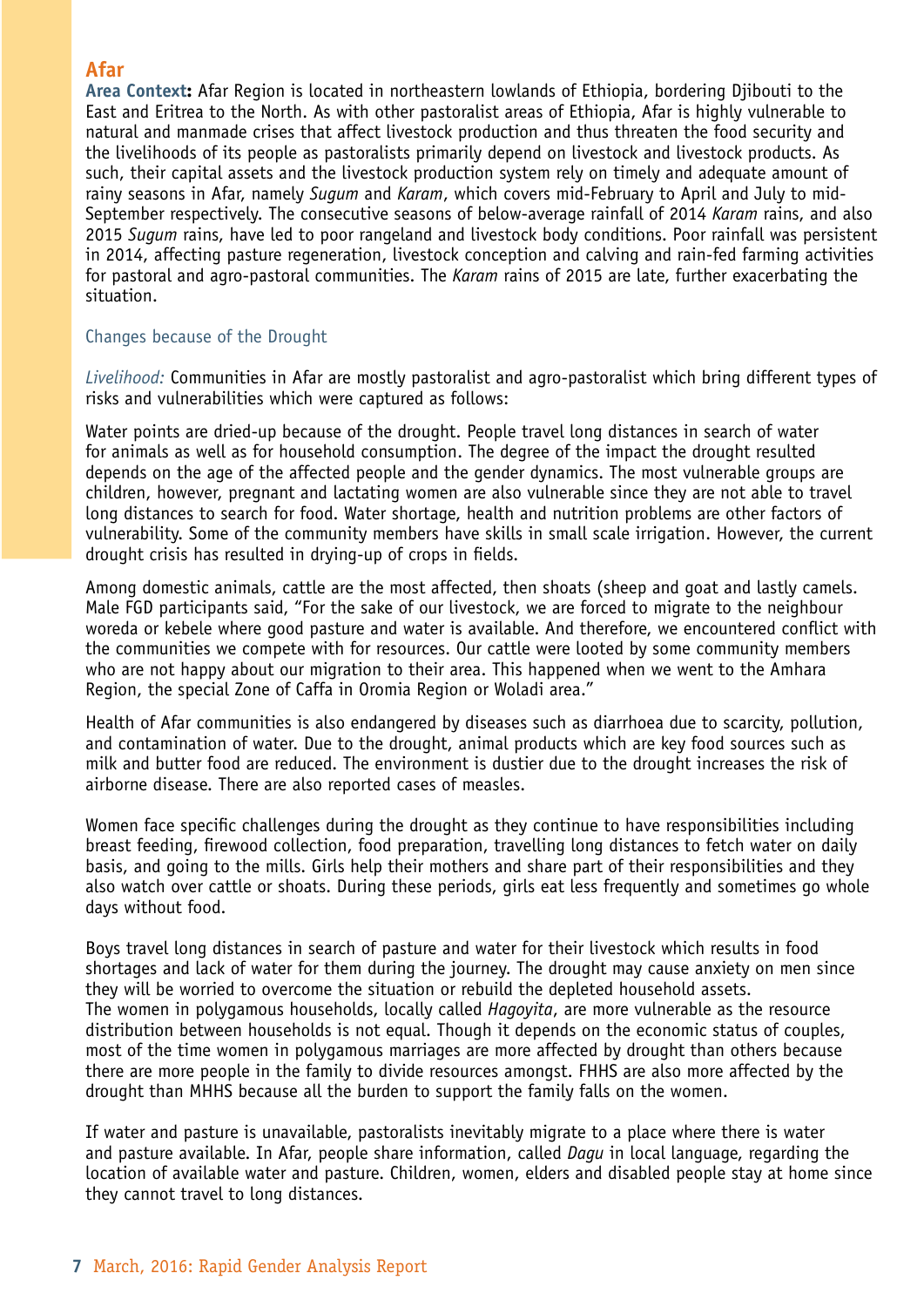## Afar

**Area Context:** Afar Region is located in northeastern lowlands of Ethiopia, bordering Djibouti to the East and Eritrea to the North. As with other pastoralist areas of Ethiopia, Afar is highly vulnerable to natural and manmade crises that affect livestock production and thus threaten the food security and the livelihoods of its people as pastoralists primarily depend on livestock and livestock products. As such, their capital assets and the livestock production system rely on timely and adequate amount of rainy seasons in Afar, namely *Sugum* and *Karam*, which covers mid-February to April and July to mid-September respectively. The consecutive seasons of below-average rainfall of 2014 *Karam* rains, and also 2015 *Sugum* rains, have led to poor rangeland and livestock body conditions. Poor rainfall was persistent in 2014, affecting pasture regeneration, livestock conception and calving and rain-fed farming activities for pastoral and agro-pastoral communities. The *Karam* rains of 2015 are late, further exacerbating the situation.

### Changes because of the Drought

*Livelihood:* Communities in Afar are mostly pastoralist and agro-pastoralist which bring different types of risks and vulnerabilities which were captured as follows:

Water points are dried-up because of the drought. People travel long distances in search of water for animals as well as for household consumption. The degree of the impact the drought resulted depends on the age of the affected people and the gender dynamics. The most vulnerable groups are children, however, pregnant and lactating women are also vulnerable since they are not able to travel long distances to search for food. Water shortage, health and nutrition problems are other factors of vulnerability. Some of the community members have skills in small scale irrigation. However, the current drought crisis has resulted in drying-up of crops in fields.

Among domestic animals, cattle are the most affected, then shoats (sheep and goat and lastly camels. Male FGD participants said, "For the sake of our livestock, we are forced to migrate to the neighbour woreda or kebele where good pasture and water is available. And therefore, we encountered conflict with the communities we compete with for resources. Our cattle were looted by some community members who are not happy about our migration to their area. This happened when we went to the Amhara Region, the special Zone of Caffa in Oromia Region or Woladi area."

Health of Afar communities is also endangered by diseases such as diarrhoea due to scarcity, pollution, and contamination of water. Due to the drought, animal products which are key food sources such as milk and butter food are reduced. The environment is dustier due to the drought increases the risk of airborne disease. There are also reported cases of measles.

Women face specific challenges during the drought as they continue to have responsibilities including breast feeding, firewood collection, food preparation, travelling long distances to fetch water on daily basis, and going to the mills. Girls help their mothers and share part of their responsibilities and they also watch over cattle or shoats. During these periods, girls eat less frequently and sometimes go whole days without food.

Boys travel long distances in search of pasture and water for their livestock which results in food shortages and lack of water for them during the journey. The drought may cause anxiety on men since they will be worried to overcome the situation or rebuild the depleted household assets. The women in polygamous households, locally called *Hagoyita*, are more vulnerable as the resource distribution between households is not equal. Though it depends on the economic status of couples, most of the time women in polygamous marriages are more affected by drought than others because there are more people in the family to divide resources amongst. FHHS are also more affected by the drought than MHHS because all the burden to support the family falls on the women.

If water and pasture is unavailable, pastoralists inevitably migrate to a place where there is water and pasture available. In Afar, people share information, called *Dagu* in local language, regarding the location of available water and pasture. Children, women, elders and disabled people stay at home since they cannot travel to long distances.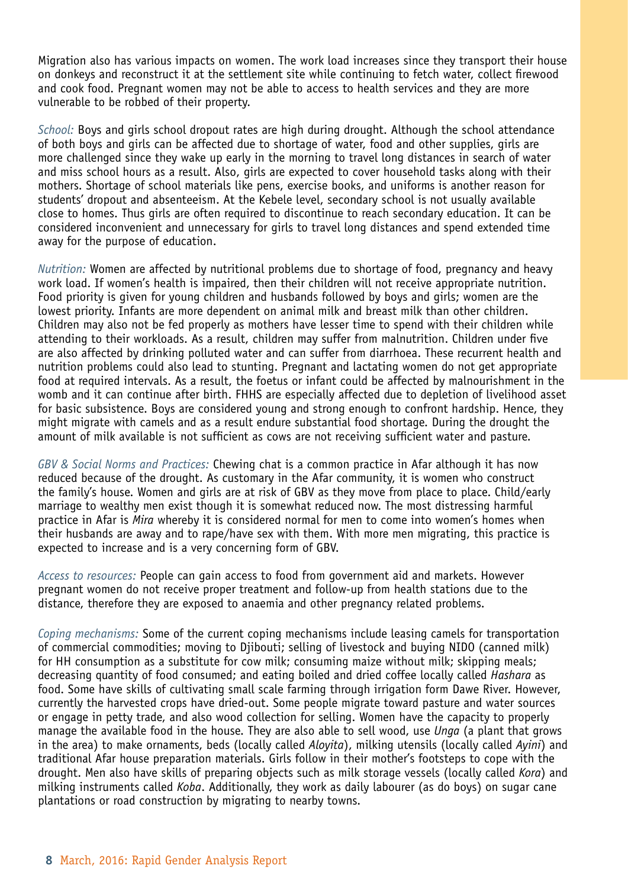Migration also has various impacts on women. The work load increases since they transport their house on donkeys and reconstruct it at the settlement site while continuing to fetch water, collect firewood and cook food. Pregnant women may not be able to access to health services and they are more vulnerable to be robbed of their property.

*School:* Boys and girls school dropout rates are high during drought. Although the school attendance of both boys and girls can be affected due to shortage of water, food and other supplies, girls are more challenged since they wake up early in the morning to travel long distances in search of water and miss school hours as a result. Also, girls are expected to cover household tasks along with their mothers. Shortage of school materials like pens, exercise books, and uniforms is another reason for students' dropout and absenteeism. At the Kebele level, secondary school is not usually available close to homes. Thus girls are often required to discontinue to reach secondary education. It can be considered inconvenient and unnecessary for girls to travel long distances and spend extended time away for the purpose of education.

*Nutrition:* Women are affected by nutritional problems due to shortage of food, pregnancy and heavy work load. If women's health is impaired, then their children will not receive appropriate nutrition. Food priority is given for young children and husbands followed by boys and girls; women are the lowest priority. Infants are more dependent on animal milk and breast milk than other children. Children may also not be fed properly as mothers have lesser time to spend with their children while attending to their workloads. As a result, children may suffer from malnutrition. Children under five are also affected by drinking polluted water and can suffer from diarrhoea. These recurrent health and nutrition problems could also lead to stunting. Pregnant and lactating women do not get appropriate food at required intervals. As a result, the foetus or infant could be affected by malnourishment in the womb and it can continue after birth. FHHS are especially affected due to depletion of livelihood asset for basic subsistence. Boys are considered young and strong enough to confront hardship. Hence, they might migrate with camels and as a result endure substantial food shortage. During the drought the amount of milk available is not sufficient as cows are not receiving sufficient water and pasture.

*GBV & Social Norms and Practices:* Chewing chat is a common practice in Afar although it has now reduced because of the drought. As customary in the Afar community, it is women who construct the family's house. Women and girls are at risk of GBV as they move from place to place. Child/early marriage to wealthy men exist though it is somewhat reduced now. The most distressing harmful practice in Afar is *Mira* whereby it is considered normal for men to come into women's homes when their husbands are away and to rape/have sex with them. With more men migrating, this practice is expected to increase and is a very concerning form of GBV.

*Access to resources:* People can gain access to food from government aid and markets. However pregnant women do not receive proper treatment and follow-up from health stations due to the distance, therefore they are exposed to anaemia and other pregnancy related problems.

*Coping mechanisms:* Some of the current coping mechanisms include leasing camels for transportation of commercial commodities; moving to Djibouti; selling of livestock and buying NIDO (canned milk) for HH consumption as a substitute for cow milk; consuming maize without milk; skipping meals; decreasing quantity of food consumed; and eating boiled and dried coffee locally called *Hashara* as food. Some have skills of cultivating small scale farming through irrigation form Dawe River. However, currently the harvested crops have dried-out. Some people migrate toward pasture and water sources or engage in petty trade, and also wood collection for selling. Women have the capacity to properly manage the available food in the house. They are also able to sell wood, use *Unga* (a plant that grows in the area) to make ornaments, beds (locally called *Aloyita*), milking utensils (locally called *Ayini*) and traditional Afar house preparation materials. Girls follow in their mother's footsteps to cope with the drought. Men also have skills of preparing objects such as milk storage vessels (locally called *Kora*) and milking instruments called *Koba*. Additionally, they work as daily labourer (as do boys) on sugar cane plantations or road construction by migrating to nearby towns.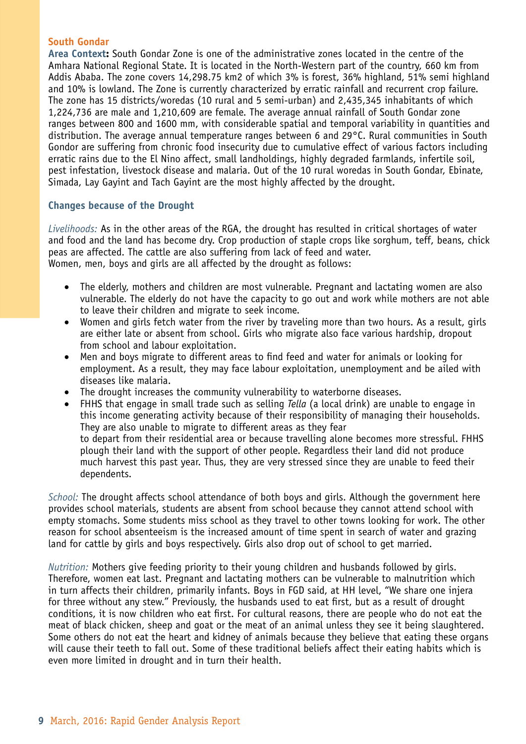### South Gondar

**Area Context:** South Gondar Zone is one of the administrative zones located in the centre of the Amhara National Regional State. It is located in the North-Western part of the country, 660 km from Addis Ababa. The zone covers 14,298.75 km2 of which 3% is forest, 36% highland, 51% semi highland and 10% is lowland. The Zone is currently characterized by erratic rainfall and recurrent crop failure. The zone has 15 districts/woredas (10 rural and 5 semi-urban) and 2,435,345 inhabitants of which 1,224,736 are male and 1,210,609 are female. The average annual rainfall of South Gondar zone ranges between 800 and 1600 mm, with considerable spatial and temporal variability in quantities and distribution. The average annual temperature ranges between 6 and 29°C. Rural communities in South Gondor are suffering from chronic food insecurity due to cumulative effect of various factors including erratic rains due to the El Nino affect, small landholdings, highly degraded farmlands, infertile soil, pest infestation, livestock disease and malaria. Out of the 10 rural woredas in South Gondar, Ebinate, Simada, Lay Gayint and Tach Gayint are the most highly affected by the drought.

#### Changes because of the Drought

*Livelihoods:* As in the other areas of the RGA, the drought has resulted in critical shortages of water and food and the land has become dry. Crop production of staple crops like sorghum, teff, beans, chick peas are affected. The cattle are also suffering from lack of feed and water.
Women, men, boys and girls are all affected by the drought as follows:

- The elderly, mothers and children are most vulnerable. Pregnant and lactating women are also vulnerable. The elderly do not have the capacity to go out and work while mothers are not able to leave their children and migrate to seek income.
- Women and girls fetch water from the river by traveling more than two hours. As a result, girls are either late or absent from school. Girls who migrate also face various hardship, dropout from school and labour exploitation.
- Men and boys migrate to different areas to find feed and water for animals or looking for employment. As a result, they may face labour exploitation, unemployment and be ailed with diseases like malaria.
- The drought increases the community vulnerability to waterborne diseases.
- FHHS that engage in small trade such as selling *Tella* (a local drink) are unable to engage in this income generating activity because of their responsibility of managing their households. They are also unable to migrate to different areas as they fear to depart from their residential area or because travelling alone becomes more stressful. FHHS plough their land with the support of other people. Regardless their land did not produce much harvest this past year. Thus, they are very stressed since they are unable to feed their dependents.

*School:* The drought affects school attendance of both boys and girls. Although the government here provides school materials, students are absent from school because they cannot attend school with empty stomachs. Some students miss school as they travel to other towns looking for work. The other reason for school absenteeism is the increased amount of time spent in search of water and grazing land for cattle by girls and boys respectively. Girls also drop out of school to get married.

*Nutrition:* Mothers give feeding priority to their young children and husbands followed by girls. Therefore, women eat last. Pregnant and lactating mothers can be vulnerable to malnutrition which in turn affects their children, primarily infants. Boys in FGD said, at HH level, "We share one injera for three without any stew." Previously, the husbands used to eat first, but as a result of drought conditions, it is now children who eat first. For cultural reasons, there are people who do not eat the meat of black chicken, sheep and goat or the meat of an animal unless they see it being slaughtered. Some others do not eat the heart and kidney of animals because they believe that eating these organs will cause their teeth to fall out. Some of these traditional beliefs affect their eating habits which is even more limited in drought and in turn their health.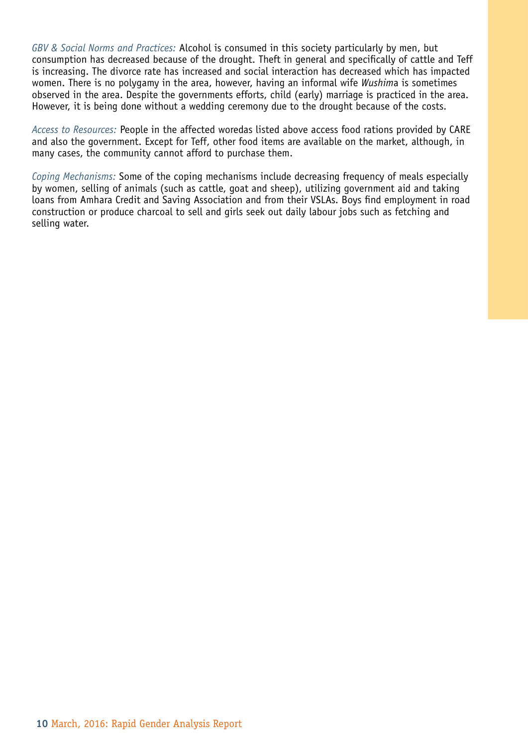*GBV & Social Norms and Practices:* Alcohol is consumed in this society particularly by men, but consumption has decreased because of the drought. Theft in general and specifically of cattle and Teff is increasing. The divorce rate has increased and social interaction has decreased which has impacted women. There is no polygamy in the area, however, having an informal wife *Wushim*a is sometimes observed in the area. Despite the governments efforts, child (early) marriage is practiced in the area. However, it is being done without a wedding ceremony due to the drought because of the costs.

*Access to Resources:* People in the affected woredas listed above access food rations provided by CARE and also the government. Except for Teff, other food items are available on the market, although, in many cases, the community cannot afford to purchase them.

*Coping Mechanisms:* Some of the coping mechanisms include decreasing frequency of meals especially by women, selling of animals (such as cattle, goat and sheep), utilizing government aid and taking loans from Amhara Credit and Saving Association and from their VSLAs. Boys find employment in road construction or produce charcoal to sell and girls seek out daily labour jobs such as fetching and selling water.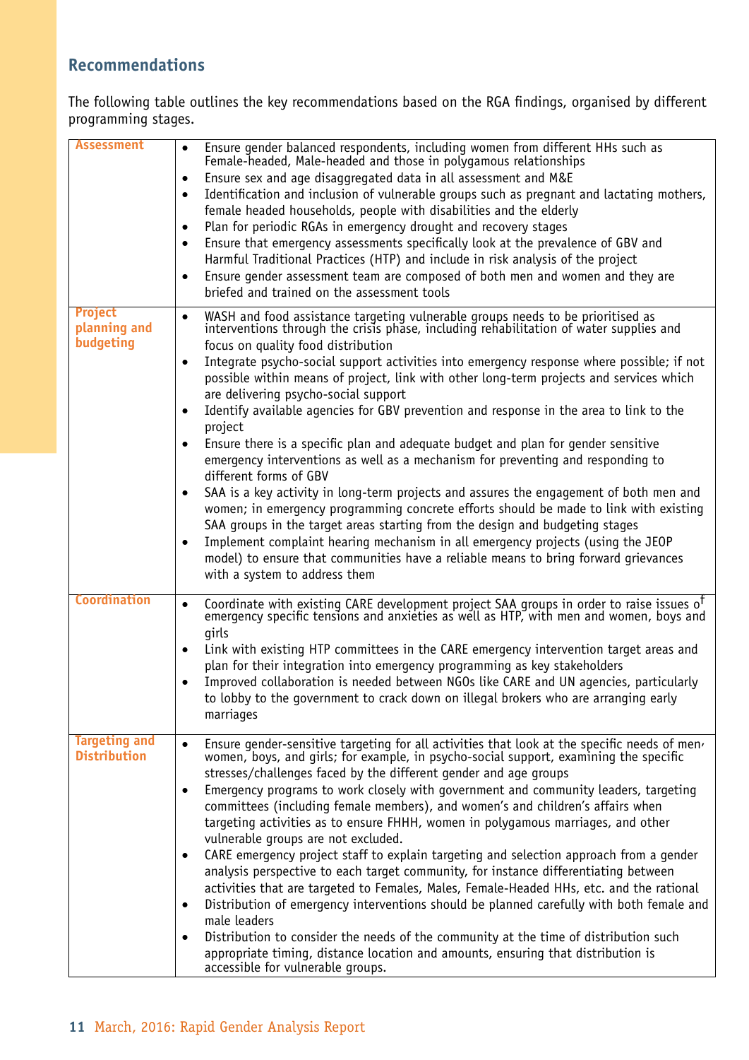## Recommendations

The following table outlines the key recommendations based on the RGA findings, organised by different programming stages.

| | |
|---|---|
| **Assessment** | • Ensure gender balanced respondents, including women from different HHs such as Female-headed, Male-headed and those in polygamous relationships<br>• Ensure sex and age disaggregated data in all assessment and M&E<br>• Identification and inclusion of vulnerable groups such as pregnant and lactating mothers, female headed households, people with disabilities and the elderly<br>• Plan for periodic RGAs in emergency drought and recovery stages<br>• Ensure that emergency assessments specifically look at the prevalence of GBV and Harmful Traditional Practices (HTP) and include in risk analysis of the project<br>• Ensure gender assessment team are composed of both men and women and they are briefed and trained on the assessment tools |
| **Project planning and budgeting** | • WASH and food assistance targeting vulnerable groups needs to be prioritised as interventions through the crisis phase, including rehabilitation of water supplies and focus on quality food distribution<br>• Integrate psycho-social support activities into emergency response where possible; if not possible within means of project, link with other long-term projects and services which are delivering psycho-social support<br>• Identify available agencies for GBV prevention and response in the area to link to the project<br>• Ensure there is a specific plan and adequate budget and plan for gender sensitive emergency interventions as well as a mechanism for preventing and responding to different forms of GBV<br>• SAA is a key activity in long-term projects and assures the engagement of both men and women; in emergency programming concrete efforts should be made to link with existing SAA groups in the target areas starting from the design and budgeting stages<br>• Implement complaint hearing mechanism in all emergency projects (using the JEOP model) to ensure that communities have a reliable means to bring forward grievances with a system to address them |
| **Coordination** | • Coordinate with existing CARE development project SAA groups in order to raise issues of emergency specific tensions and anxieties as well as HTP, with men and women, boys and girls<br>• Link with existing HTP committees in the CARE emergency intervention target areas and plan for their integration into emergency programming as key stakeholders<br>• Improved collaboration is needed between NGOs like CARE and UN agencies, particularly to lobby to the government to crack down on illegal brokers who are arranging early marriages |
| **Targeting and Distribution** | • Ensure gender-sensitive targeting for all activities that look at the specific needs of men, women, boys, and girls; for example, in psycho-social support, examining the specific stresses/challenges faced by the different gender and age groups<br>• Emergency programs to work closely with government and community leaders, targeting committees (including female members), and women's and children's affairs when targeting activities as to ensure FHHH, women in polygamous marriages, and other vulnerable groups are not excluded.<br>• CARE emergency project staff to explain targeting and selection approach from a gender analysis perspective to each target community, for instance differentiating between activities that are targeted to Females, Males, Female-Headed HHs, etc. and the rational<br>• Distribution of emergency interventions should be planned carefully with both female and male leaders<br>• Distribution to consider the needs of the community at the time of distribution such appropriate timing, distance location and amounts, ensuring that distribution is accessible for vulnerable groups. |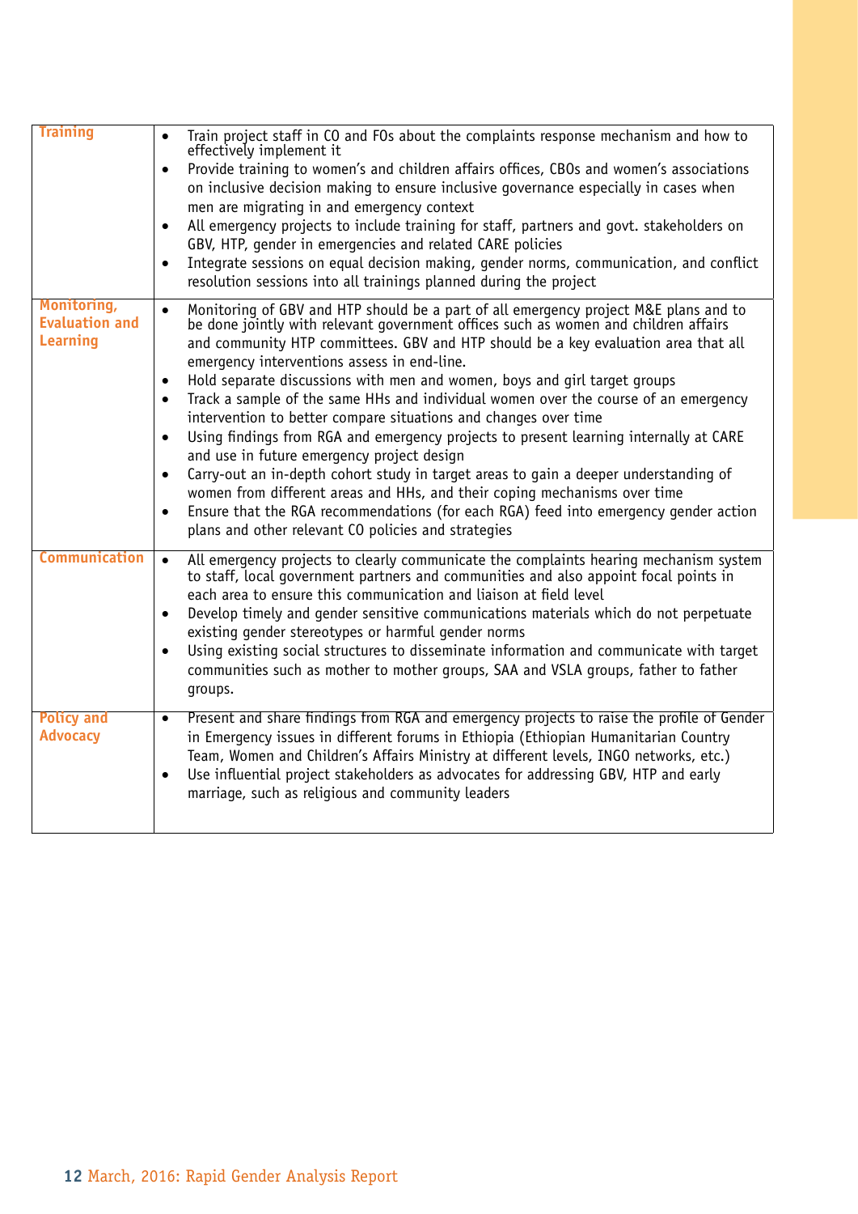| | |
|---|---|
| **Training** | • Train project staff in CO and FOs about the complaints response mechanism and how to effectively implement it<br>• Provide training to women's and children affairs offices, CBOs and women's associations on inclusive decision making to ensure inclusive governance especially in cases when men are migrating in and emergency context<br>• All emergency projects to include training for staff, partners and govt. stakeholders on GBV, HTP, gender in emergencies and related CARE policies<br>• Integrate sessions on equal decision making, gender norms, communication, and conflict resolution sessions into all trainings planned during the project |
| **Monitoring, Evaluation and Learning** | • Monitoring of GBV and HTP should be a part of all emergency project M&E plans and to be done jointly with relevant government offices such as women and children affairs and community HTP committees. GBV and HTP should be a key evaluation area that all emergency interventions assess in end-line.<br>• Hold separate discussions with men and women, boys and girl target groups<br>• Track a sample of the same HHs and individual women over the course of an emergency intervention to better compare situations and changes over time<br>• Using findings from RGA and emergency projects to present learning internally at CARE and use in future emergency project design<br>• Carry-out an in-depth cohort study in target areas to gain a deeper understanding of women from different areas and HHs, and their coping mechanisms over time<br>• Ensure that the RGA recommendations (for each RGA) feed into emergency gender action plans and other relevant CO policies and strategies |
| **Communication** | • All emergency projects to clearly communicate the complaints hearing mechanism system to staff, local government partners and communities and also appoint focal points in each area to ensure this communication and liaison at field level<br>• Develop timely and gender sensitive communications materials which do not perpetuate existing gender stereotypes or harmful gender norms<br>• Using existing social structures to disseminate information and communicate with target communities such as mother to mother groups, SAA and VSLA groups, father to father groups. |
| **Policy and Advocacy** | • Present and share findings from RGA and emergency projects to raise the profile of Gender in Emergency issues in different forums in Ethiopia (Ethiopian Humanitarian Country Team, Women and Children's Affairs Ministry at different levels, INGO networks, etc.)<br>• Use influential project stakeholders as advocates for addressing GBV, HTP and early marriage, such as religious and community leaders |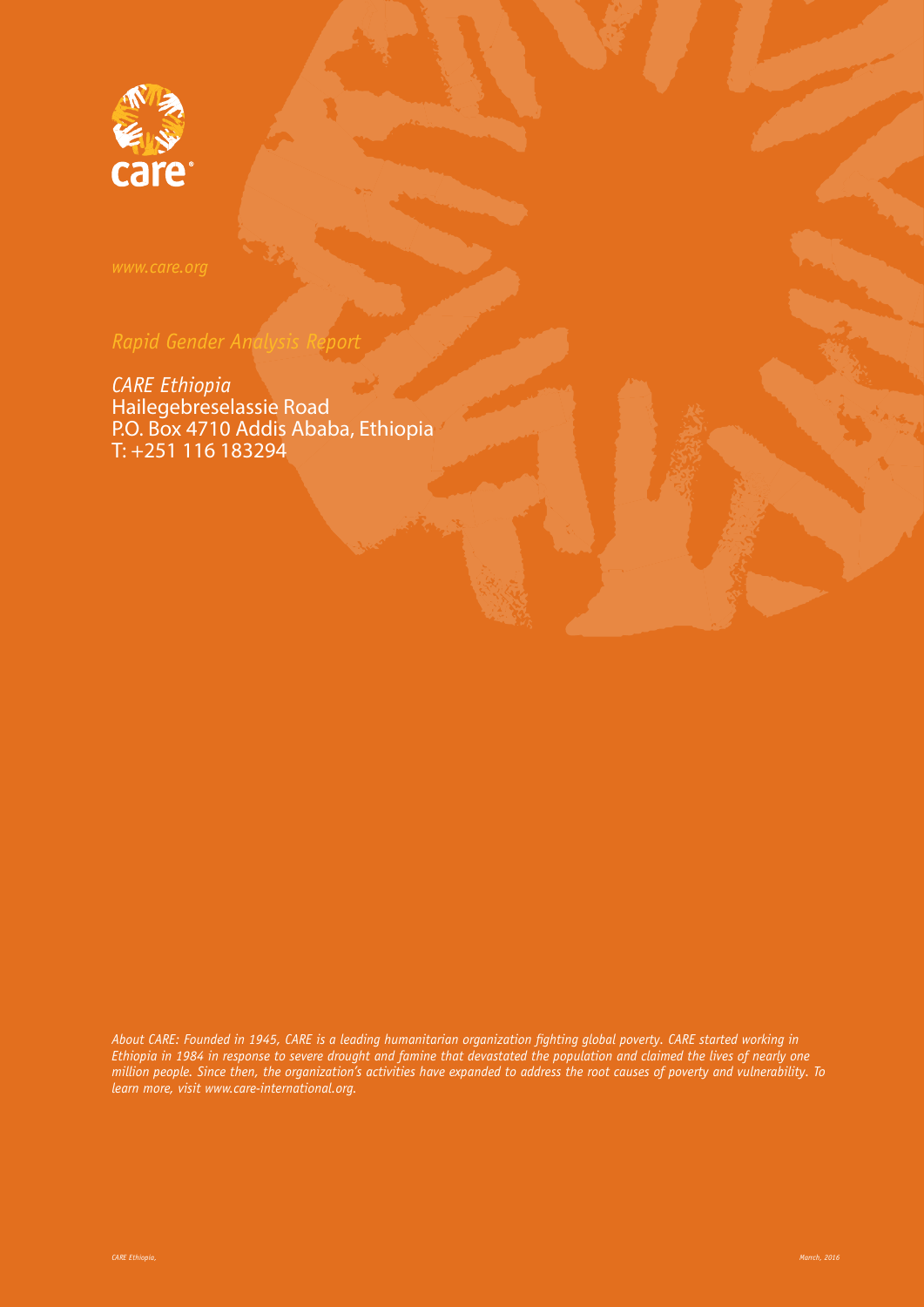care

*www.care.org*

*Rapid Gender Analysis Report*

*CARE Ethiopia*
Hailegebreselassie Road
P.O. Box 4710 Addis Ababa, Ethiopia
T: +251 116 183294

*About CARE: Founded in 1945, CARE is a leading humanitarian organization fighting global poverty. CARE started working in Ethiopia in 1984 in response to severe drought and famine that devastated the population and claimed the lives of nearly one million people. Since then, the organization's activities have expanded to address the root causes of poverty and vulnerability. To learn more, visit www.care-international.org.*

*CARE Ethiopia,*

*Marrch, 2016*